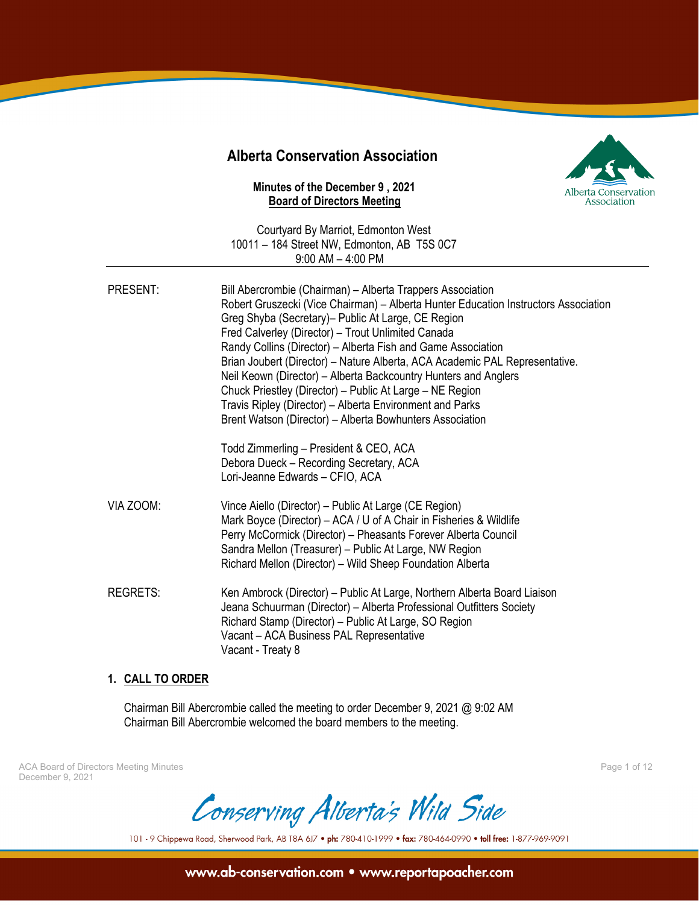# Alberta Conservation Association

**Minutes of the December 9 , 2021**
**Board of Directors Meeting**

Courtyard By Marriot, Edmonton West
10011 – 184 Street NW, Edmonton, AB T5S 0C7
9:00 AM – 4:00 PM

---

| | |
|---|---|
| PRESENT: | Bill Abercrombie (Chairman) – Alberta Trappers Association<br>Robert Gruszecki (Vice Chairman) – Alberta Hunter Education Instructors Association<br>Greg Shyba (Secretary)– Public At Large, CE Region<br>Fred Calverley (Director) – Trout Unlimited Canada<br>Randy Collins (Director) – Alberta Fish and Game Association<br>Brian Joubert (Director) – Nature Alberta, ACA Academic PAL Representative.<br>Neil Keown (Director) – Alberta Backcountry Hunters and Anglers<br>Chuck Priestley (Director) – Public At Large – NE Region<br>Travis Ripley (Director) – Alberta Environment and Parks<br>Brent Watson (Director) – Alberta Bowhunters Association |
| | Todd Zimmerling – President & CEO, ACA<br>Debora Dueck – Recording Secretary, ACA<br>Lori-Jeanne Edwards – CFIO, ACA |
| VIA ZOOM: | Vince Aiello (Director) – Public At Large (CE Region)<br>Mark Boyce (Director) – ACA / U of A Chair in Fisheries & Wildlife<br>Perry McCormick (Director) – Pheasants Forever Alberta Council<br>Sandra Mellon (Treasurer) – Public At Large, NW Region<br>Richard Mellon (Director) – Wild Sheep Foundation Alberta |
| REGRETS: | Ken Ambrock (Director) – Public At Large, Northern Alberta Board Liaison<br>Jeana Schuurman (Director) – Alberta Professional Outfitters Society<br>Richard Stamp (Director) – Public At Large, SO Region<br>Vacant – ACA Business PAL Representative<br>Vacant - Treaty 8 |

## 1. CALL TO ORDER

Chairman Bill Abercrombie called the meeting to order December 9, 2021 @ 9:02 AM
Chairman Bill Abercrombie welcomed the board members to the meeting.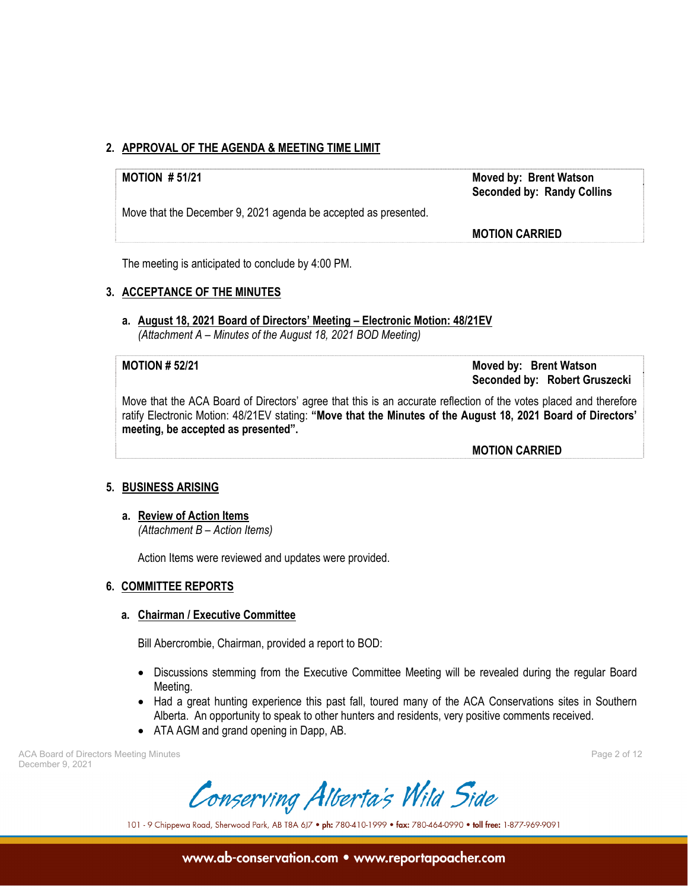## 2. APPROVAL OF THE AGENDA & MEETING TIME LIMIT

**MOTION # 51/21**

**Moved by: Brent Watson**
**Seconded by: Randy Collins**

Move that the December 9, 2021 agenda be accepted as presented.

**MOTION CARRIED**

The meeting is anticipated to conclude by 4:00 PM.

## 3. ACCEPTANCE OF THE MINUTES

### a. August 18, 2021 Board of Directors' Meeting – Electronic Motion: 48/21EV

*(Attachment A – Minutes of the August 18, 2021 BOD Meeting)*

**MOTION # 52/21**

**Moved by: Brent Watson**
**Seconded by: Robert Gruszecki**

Move that the ACA Board of Directors' agree that this is an accurate reflection of the votes placed and therefore ratify Electronic Motion: 48/21EV stating: **"Move that the Minutes of the August 18, 2021 Board of Directors' meeting, be accepted as presented".**

**MOTION CARRIED**

## 5. BUSINESS ARISING

### a. Review of Action Items

*(Attachment B – Action Items)*

Action Items were reviewed and updates were provided.

## 6. COMMITTEE REPORTS

### a. Chairman / Executive Committee

Bill Abercrombie, Chairman, provided a report to BOD:

- Discussions stemming from the Executive Committee Meeting will be revealed during the regular Board Meeting.
- Had a great hunting experience this past fall, toured many of the ACA Conservations sites in Southern Alberta. An opportunity to speak to other hunters and residents, very positive comments received.
- ATA AGM and grand opening in Dapp, AB.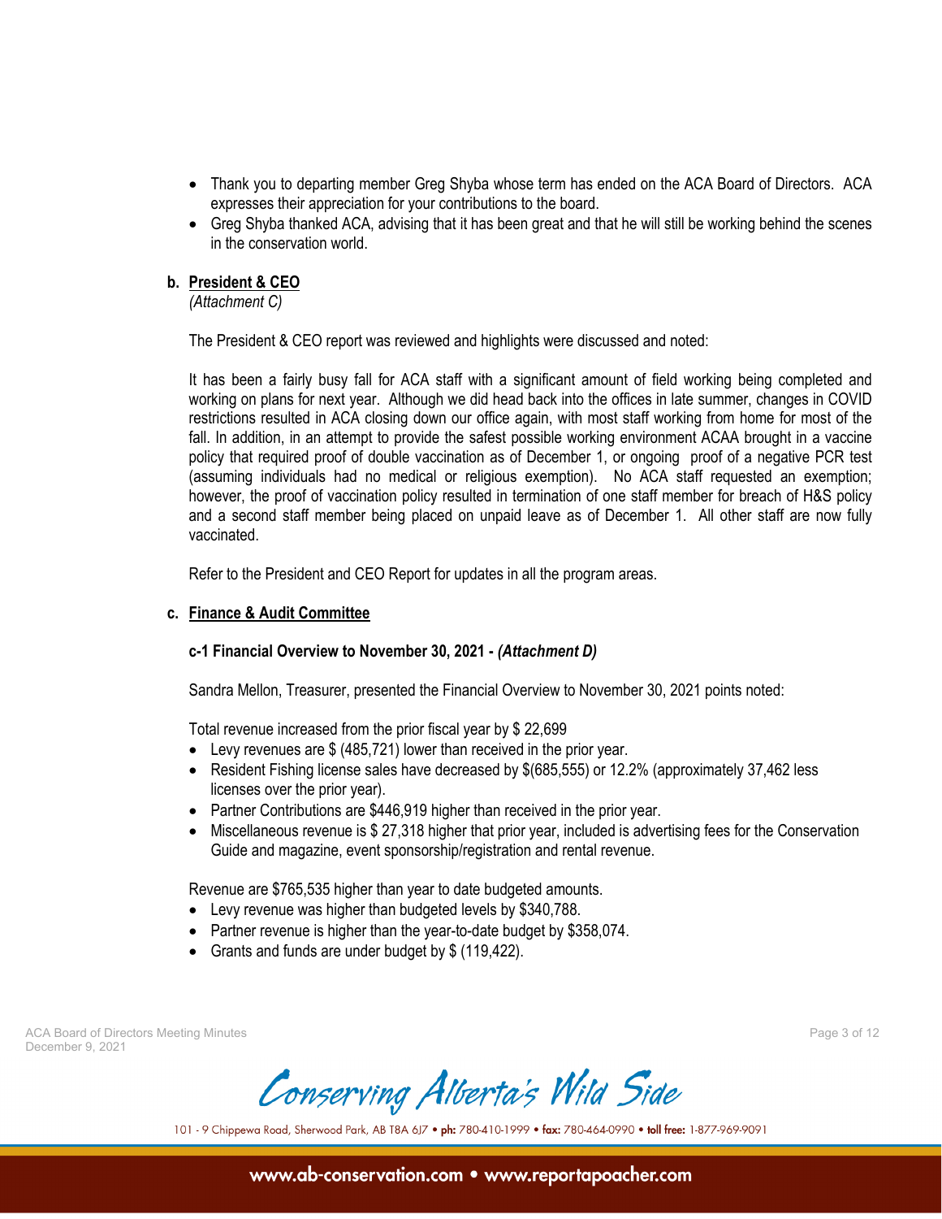- Thank you to departing member Greg Shyba whose term has ended on the ACA Board of Directors. ACA expresses their appreciation for your contributions to the board.
- Greg Shyba thanked ACA, advising that it has been great and that he will still be working behind the scenes in the conservation world.

**b. President & CEO**

*(Attachment C)*

The President & CEO report was reviewed and highlights were discussed and noted:

It has been a fairly busy fall for ACA staff with a significant amount of field working being completed and working on plans for next year. Although we did head back into the offices in late summer, changes in COVID restrictions resulted in ACA closing down our office again, with most staff working from home for most of the fall. In addition, in an attempt to provide the safest possible working environment ACAA brought in a vaccine policy that required proof of double vaccination as of December 1, or ongoing proof of a negative PCR test (assuming individuals had no medical or religious exemption). No ACA staff requested an exemption; however, the proof of vaccination policy resulted in termination of one staff member for breach of H&S policy and a second staff member being placed on unpaid leave as of December 1. All other staff are now fully vaccinated.

Refer to the President and CEO Report for updates in all the program areas.

**c. Finance & Audit Committee**

**c-1 Financial Overview to November 30, 2021 - *(Attachment D)***

Sandra Mellon, Treasurer, presented the Financial Overview to November 30, 2021 points noted:

Total revenue increased from the prior fiscal year by $ 22,699

- Levy revenues are $ (485,721) lower than received in the prior year.
- Resident Fishing license sales have decreased by $(685,555) or 12.2% (approximately 37,462 less licenses over the prior year).
- Partner Contributions are $446,919 higher than received in the prior year.
- Miscellaneous revenue is $ 27,318 higher that prior year, included is advertising fees for the Conservation Guide and magazine, event sponsorship/registration and rental revenue.

Revenue are $765,535 higher than year to date budgeted amounts.

- Levy revenue was higher than budgeted levels by $340,788.
- Partner revenue is higher than the year-to-date budget by $358,074.
- Grants and funds are under budget by $ (119,422).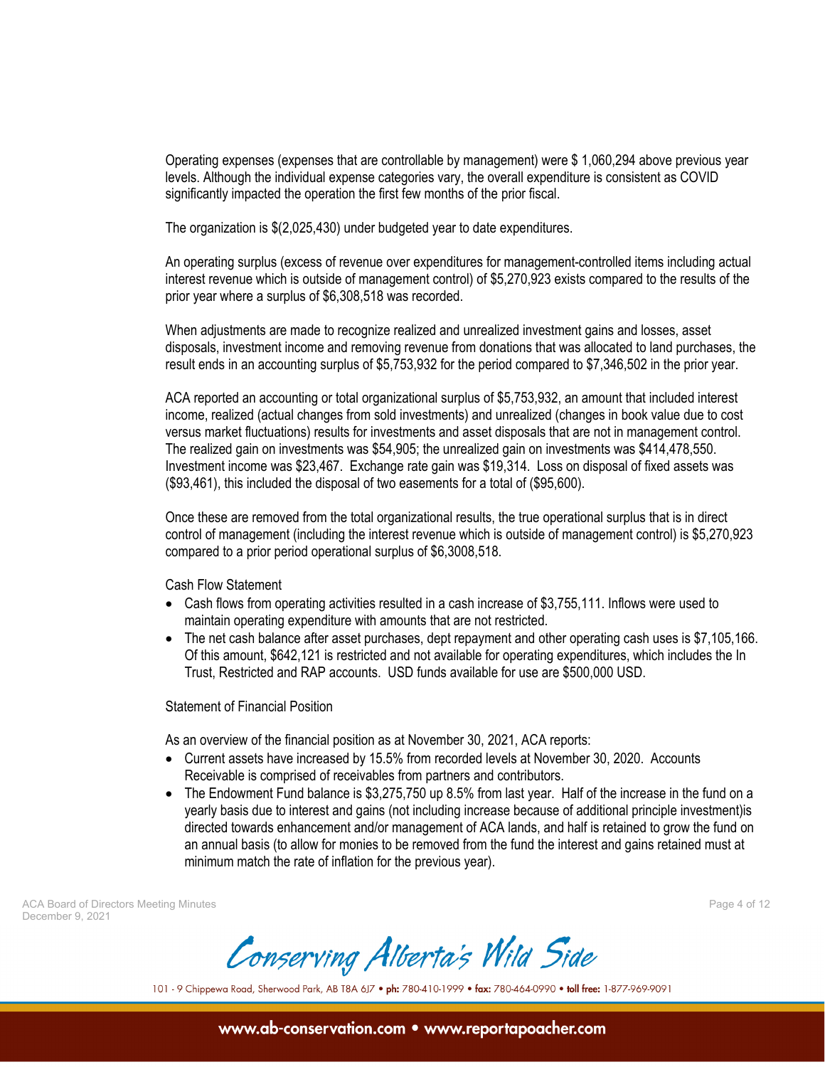Operating expenses (expenses that are controllable by management) were $ 1,060,294 above previous year levels. Although the individual expense categories vary, the overall expenditure is consistent as COVID significantly impacted the operation the first few months of the prior fiscal.

The organization is $(2,025,430) under budgeted year to date expenditures.

An operating surplus (excess of revenue over expenditures for management-controlled items including actual interest revenue which is outside of management control) of $5,270,923 exists compared to the results of the prior year where a surplus of $6,308,518 was recorded.

When adjustments are made to recognize realized and unrealized investment gains and losses, asset disposals, investment income and removing revenue from donations that was allocated to land purchases, the result ends in an accounting surplus of $5,753,932 for the period compared to $7,346,502 in the prior year.

ACA reported an accounting or total organizational surplus of $5,753,932, an amount that included interest income, realized (actual changes from sold investments) and unrealized (changes in book value due to cost versus market fluctuations) results for investments and asset disposals that are not in management control. The realized gain on investments was $54,905; the unrealized gain on investments was $414,478,550. Investment income was $23,467. Exchange rate gain was $19,314. Loss on disposal of fixed assets was ($93,461), this included the disposal of two easements for a total of ($95,600).

Once these are removed from the total organizational results, the true operational surplus that is in direct control of management (including the interest revenue which is outside of management control) is $5,270,923 compared to a prior period operational surplus of $6,3008,518.

Cash Flow Statement

- Cash flows from operating activities resulted in a cash increase of $3,755,111. Inflows were used to maintain operating expenditure with amounts that are not restricted.
- The net cash balance after asset purchases, dept repayment and other operating cash uses is $7,105,166. Of this amount, $642,121 is restricted and not available for operating expenditures, which includes the In Trust, Restricted and RAP accounts. USD funds available for use are $500,000 USD.

Statement of Financial Position

As an overview of the financial position as at November 30, 2021, ACA reports:

- Current assets have increased by 15.5% from recorded levels at November 30, 2020. Accounts Receivable is comprised of receivables from partners and contributors.
- The Endowment Fund balance is $3,275,750 up 8.5% from last year. Half of the increase in the fund on a yearly basis due to interest and gains (not including increase because of additional principle investment)is directed towards enhancement and/or management of ACA lands, and half is retained to grow the fund on an annual basis (to allow for monies to be removed from the fund the interest and gains retained must at minimum match the rate of inflation for the previous year).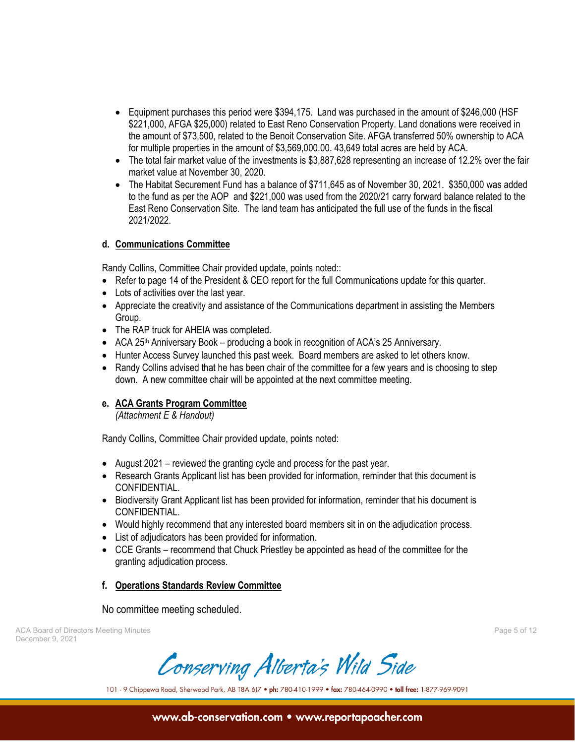- Equipment purchases this period were $394,175. Land was purchased in the amount of $246,000 (HSF $221,000, AFGA $25,000) related to East Reno Conservation Property. Land donations were received in the amount of $73,500, related to the Benoit Conservation Site. AFGA transferred 50% ownership to ACA for multiple properties in the amount of $3,569,000.00. 43,649 total acres are held by ACA.
- The total fair market value of the investments is $3,887,628 representing an increase of 12.2% over the fair market value at November 30, 2020.
- The Habitat Securement Fund has a balance of $711,645 as of November 30, 2021. $350,000 was added to the fund as per the AOP and $221,000 was used from the 2020/21 carry forward balance related to the East Reno Conservation Site. The land team has anticipated the full use of the funds in the fiscal 2021/2022.

**d. Communications Committee**

Randy Collins, Committee Chair provided update, points noted::

- Refer to page 14 of the President & CEO report for the full Communications update for this quarter.
- Lots of activities over the last year.
- Appreciate the creativity and assistance of the Communications department in assisting the Members Group.
- The RAP truck for AHEIA was completed.
- ACA 25th Anniversary Book – producing a book in recognition of ACA's 25 Anniversary.
- Hunter Access Survey launched this past week. Board members are asked to let others know.
- Randy Collins advised that he has been chair of the committee for a few years and is choosing to step down. A new committee chair will be appointed at the next committee meeting.

**e. ACA Grants Program Committee**
*(Attachment E & Handout)*

Randy Collins, Committee Chair provided update, points noted:

- August 2021 – reviewed the granting cycle and process for the past year.
- Research Grants Applicant list has been provided for information, reminder that this document is CONFIDENTIAL.
- Biodiversity Grant Applicant list has been provided for information, reminder that his document is CONFIDENTIAL.
- Would highly recommend that any interested board members sit in on the adjudication process.
- List of adjudicators has been provided for information.
- CCE Grants – recommend that Chuck Priestley be appointed as head of the committee for the granting adjudication process.

**f. Operations Standards Review Committee**

No committee meeting scheduled.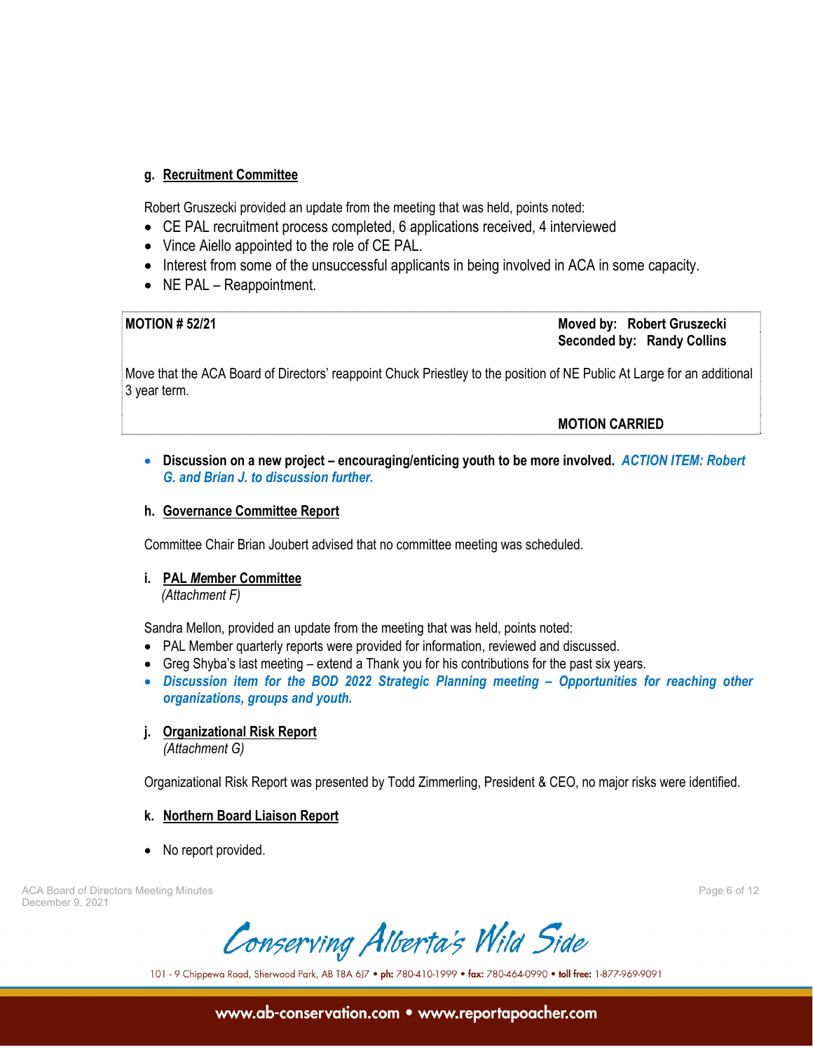### g. Recruitment Committee

Robert Gruszecki provided an update from the meeting that was held, points noted:

- CE PAL recruitment process completed, 6 applications received, 4 interviewed
- Vince Aiello appointed to the role of CE PAL.
- Interest from some of the unsuccessful applicants in being involved in ACA in some capacity.
- NE PAL – Reappointment.

**MOTION # 52/21**

**Moved by: Robert Gruszecki**
**Seconded by: Randy Collins**

Move that the ACA Board of Directors' reappoint Chuck Priestley to the position of NE Public At Large for an additional 3 year term.

**MOTION CARRIED**

- **Discussion on a new project – encouraging/enticing youth to be more involved.** ***ACTION ITEM: Robert G. and Brian J. to discussion further.***

### h. Governance Committee Report

Committee Chair Brian Joubert advised that no committee meeting was scheduled.

### i. PAL *M*ember Committee

*(Attachment F)*

Sandra Mellon, provided an update from the meeting that was held, points noted:

- PAL Member quarterly reports were provided for information, reviewed and discussed.
- Greg Shyba's last meeting – extend a Thank you for his contributions for the past six years.
- ***Discussion item for the BOD 2022 Strategic Planning meeting – Opportunities for reaching other organizations, groups and youth.***

### j. Organizational Risk Report

*(Attachment G)*

Organizational Risk Report was presented by Todd Zimmerling, President & CEO, no major risks were identified.

### k. Northern Board Liaison Report

- No report provided.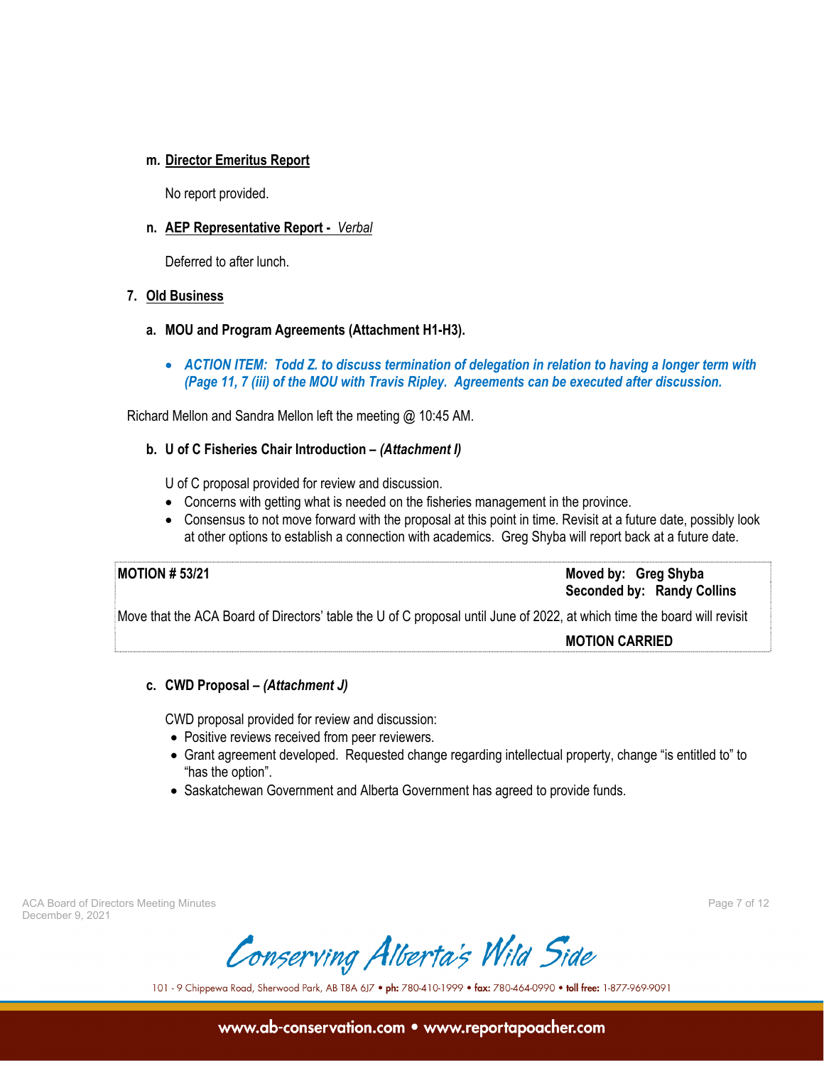**m. Director Emeritus Report**

No report provided.

**n. AEP Representative Report -** *Verbal*

Deferred to after lunch.

**7. Old Business**

**a. MOU and Program Agreements (Attachment H1-H3).**

- ***ACTION ITEM: Todd Z. to discuss termination of delegation in relation to having a longer term with (Page 11, 7 (iii) of the MOU with Travis Ripley. Agreements can be executed after discussion.***

Richard Mellon and Sandra Mellon left the meeting @ 10:45 AM.

**b. U of C Fisheries Chair Introduction –** ***(Attachment I)***

U of C proposal provided for review and discussion.

- Concerns with getting what is needed on the fisheries management in the province.
- Consensus to not move forward with the proposal at this point in time. Revisit at a future date, possibly look at other options to establish a connection with academics. Greg Shyba will report back at a future date.

| **MOTION # 53/21** | **Moved by: Greg Shyba**<br>**Seconded by: Randy Collins** |
|---|---|
| Move that the ACA Board of Directors' table the U of C proposal until June of 2022, at which time the board will revisit | |
| | **MOTION CARRIED** |

**c. CWD Proposal –** ***(Attachment J)***

CWD proposal provided for review and discussion:

- Positive reviews received from peer reviewers.
- Grant agreement developed. Requested change regarding intellectual property, change "is entitled to" to "has the option".
- Saskatchewan Government and Alberta Government has agreed to provide funds.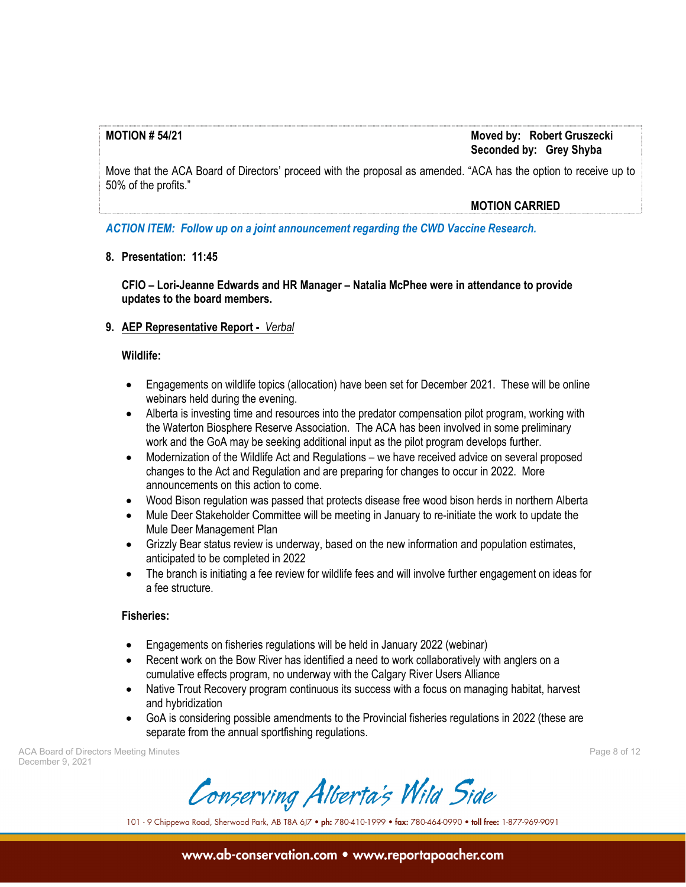**MOTION # 54/21**

**Moved by: Robert Gruszecki**
**Seconded by: Grey Shyba**

Move that the ACA Board of Directors' proceed with the proposal as amended. "ACA has the option to receive up to 50% of the profits."

**MOTION CARRIED**

***ACTION ITEM: Follow up on a joint announcement regarding the CWD Vaccine Research.***

**8. Presentation: 11:45**

**CFIO – Lori-Jeanne Edwards and HR Manager – Natalia McPhee were in attendance to provide updates to the board members.**

**9. AEP Representative Report -** *Verbal*

**Wildlife:**

- Engagements on wildlife topics (allocation) have been set for December 2021. These will be online webinars held during the evening.
- Alberta is investing time and resources into the predator compensation pilot program, working with the Waterton Biosphere Reserve Association. The ACA has been involved in some preliminary work and the GoA may be seeking additional input as the pilot program develops further.
- Modernization of the Wildlife Act and Regulations – we have received advice on several proposed changes to the Act and Regulation and are preparing for changes to occur in 2022. More announcements on this action to come.
- Wood Bison regulation was passed that protects disease free wood bison herds in northern Alberta
- Mule Deer Stakeholder Committee will be meeting in January to re-initiate the work to update the Mule Deer Management Plan
- Grizzly Bear status review is underway, based on the new information and population estimates, anticipated to be completed in 2022
- The branch is initiating a fee review for wildlife fees and will involve further engagement on ideas for a fee structure.

**Fisheries:**

- Engagements on fisheries regulations will be held in January 2022 (webinar)
- Recent work on the Bow River has identified a need to work collaboratively with anglers on a cumulative effects program, no underway with the Calgary River Users Alliance
- Native Trout Recovery program continuous its success with a focus on managing habitat, harvest and hybridization
- GoA is considering possible amendments to the Provincial fisheries regulations in 2022 (these are separate from the annual sportfishing regulations.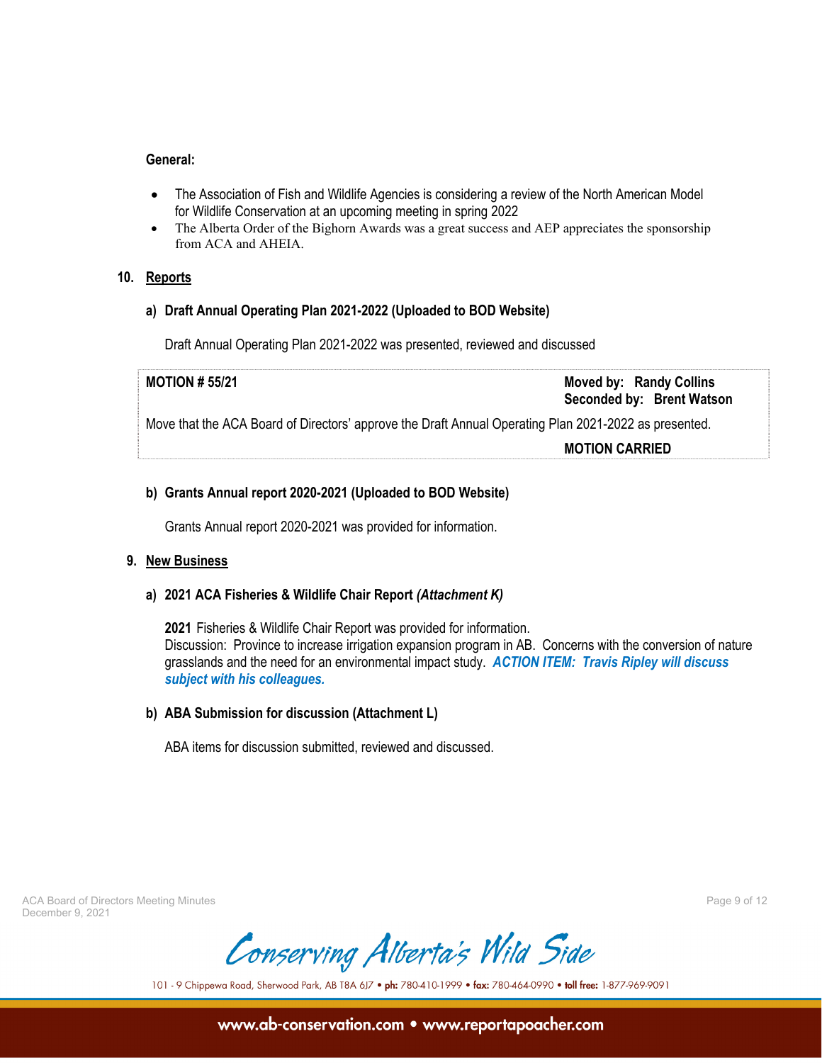**General:**

- The Association of Fish and Wildlife Agencies is considering a review of the North American Model for Wildlife Conservation at an upcoming meeting in spring 2022
- The Alberta Order of the Bighorn Awards was a great success and AEP appreciates the sponsorship from ACA and AHEIA.

## 10. Reports

### a) Draft Annual Operating Plan 2021-2022 (Uploaded to BOD Website)

Draft Annual Operating Plan 2021-2022 was presented, reviewed and discussed

| **MOTION # 55/21** | **Moved by: Randy Collins**<br>**Seconded by: Brent Watson** |
|---|---|
| Move that the ACA Board of Directors' approve the Draft Annual Operating Plan 2021-2022 as presented. | |
| | **MOTION CARRIED** |

### b) Grants Annual report 2020-2021 (Uploaded to BOD Website)

Grants Annual report 2020-2021 was provided for information.

## 9. New Business

### a) 2021 ACA Fisheries & Wildlife Chair Report *(Attachment K)*

**2021** Fisheries & Wildlife Chair Report was provided for information.
Discussion: Province to increase irrigation expansion program in AB. Concerns with the conversion of nature grasslands and the need for an environmental impact study. ***ACTION ITEM: Travis Ripley will discuss subject with his colleagues.***

### b) ABA Submission for discussion (Attachment L)

ABA items for discussion submitted, reviewed and discussed.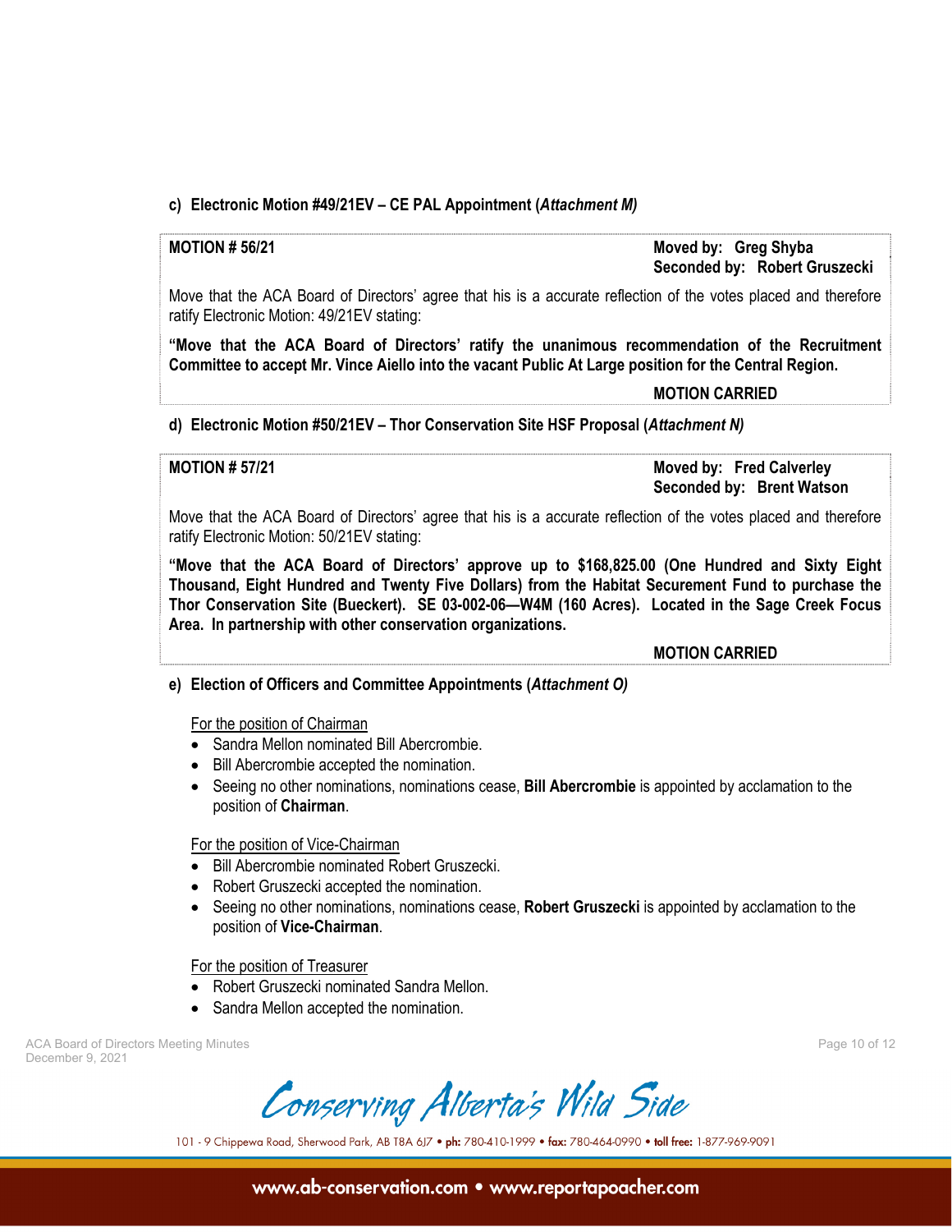**c) Electronic Motion #49/21EV – CE PAL Appointment (*Attachment M)***

**MOTION # 56/21** — **Moved by: Greg Shyba** — **Seconded by: Robert Gruszecki**

Move that the ACA Board of Directors' agree that his is a accurate reflection of the votes placed and therefore ratify Electronic Motion: 49/21EV stating:

**"Move that the ACA Board of Directors' ratify the unanimous recommendation of the Recruitment Committee to accept Mr. Vince Aiello into the vacant Public At Large position for the Central Region.**

**MOTION CARRIED**

**d) Electronic Motion #50/21EV – Thor Conservation Site HSF Proposal (*Attachment N)***

**MOTION # 57/21** — **Moved by: Fred Calverley** — **Seconded by: Brent Watson**

Move that the ACA Board of Directors' agree that his is a accurate reflection of the votes placed and therefore ratify Electronic Motion: 50/21EV stating:

**"Move that the ACA Board of Directors' approve up to $168,825.00 (One Hundred and Sixty Eight Thousand, Eight Hundred and Twenty Five Dollars) from the Habitat Securement Fund to purchase the Thor Conservation Site (Bueckert). SE 03-002-06—W4M (160 Acres). Located in the Sage Creek Focus Area. In partnership with other conservation organizations.**

**MOTION CARRIED**

**e) Election of Officers and Committee Appointments (*Attachment O)***

<u>For the position of Chairman</u>

- Sandra Mellon nominated Bill Abercrombie.
- Bill Abercrombie accepted the nomination.
- Seeing no other nominations, nominations cease, **Bill Abercrombie** is appointed by acclamation to the position of **Chairman**.

<u>For the position of Vice-Chairman</u>

- Bill Abercrombie nominated Robert Gruszecki.
- Robert Gruszecki accepted the nomination.
- Seeing no other nominations, nominations cease, **Robert Gruszecki** is appointed by acclamation to the position of **Vice-Chairman**.

<u>For the position of Treasurer</u>

- Robert Gruszecki nominated Sandra Mellon.
- Sandra Mellon accepted the nomination.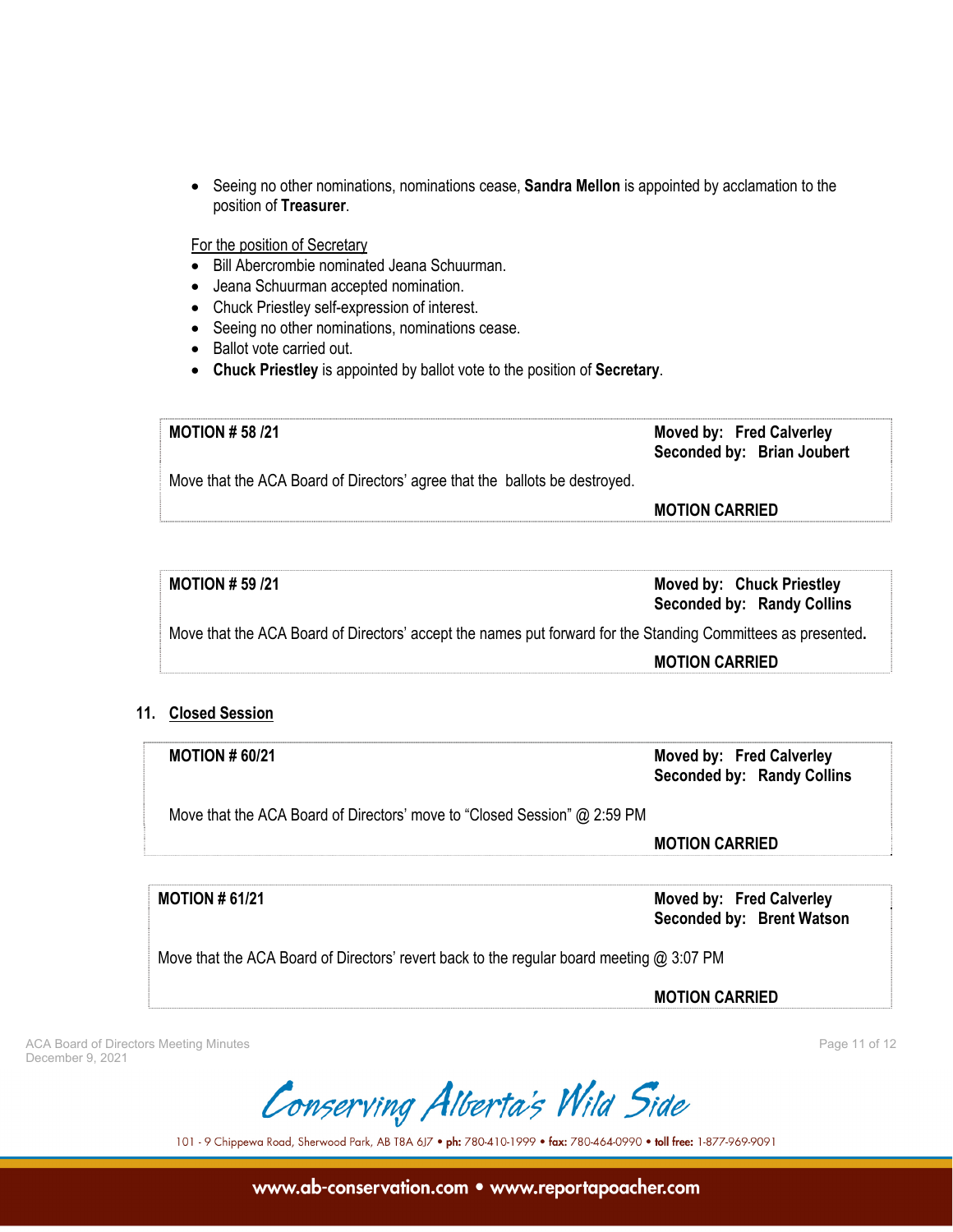- Seeing no other nominations, nominations cease, **Sandra Mellon** is appointed by acclamation to the position of **Treasurer**.

For the position of Secretary

- Bill Abercrombie nominated Jeana Schuurman.
- Jeana Schuurman accepted nomination.
- Chuck Priestley self-expression of interest.
- Seeing no other nominations, nominations cease.
- Ballot vote carried out.
- **Chuck Priestley** is appointed by ballot vote to the position of **Secretary**.

| **MOTION # 58 /21** | **Moved by: Fred Calverley**<br>**Seconded by: Brian Joubert** |
|---|---|
| Move that the ACA Board of Directors' agree that the ballots be destroyed. | |
| | **MOTION CARRIED** |

| **MOTION # 59 /21** | **Moved by: Chuck Priestley**<br>**Seconded by: Randy Collins** |
|---|---|
| Move that the ACA Board of Directors' accept the names put forward for the Standing Committees as presented. | |
| | **MOTION CARRIED** |

## 11. Closed Session

| **MOTION # 60/21** | **Moved by: Fred Calverley**<br>**Seconded by: Randy Collins** |
|---|---|
| Move that the ACA Board of Directors' move to "Closed Session" @ 2:59 PM | |
| | **MOTION CARRIED** |

| **MOTION # 61/21** | **Moved by: Fred Calverley**<br>**Seconded by: Brent Watson** |
|---|---|
| Move that the ACA Board of Directors' revert back to the regular board meeting @ 3:07 PM | |
| | **MOTION CARRIED** |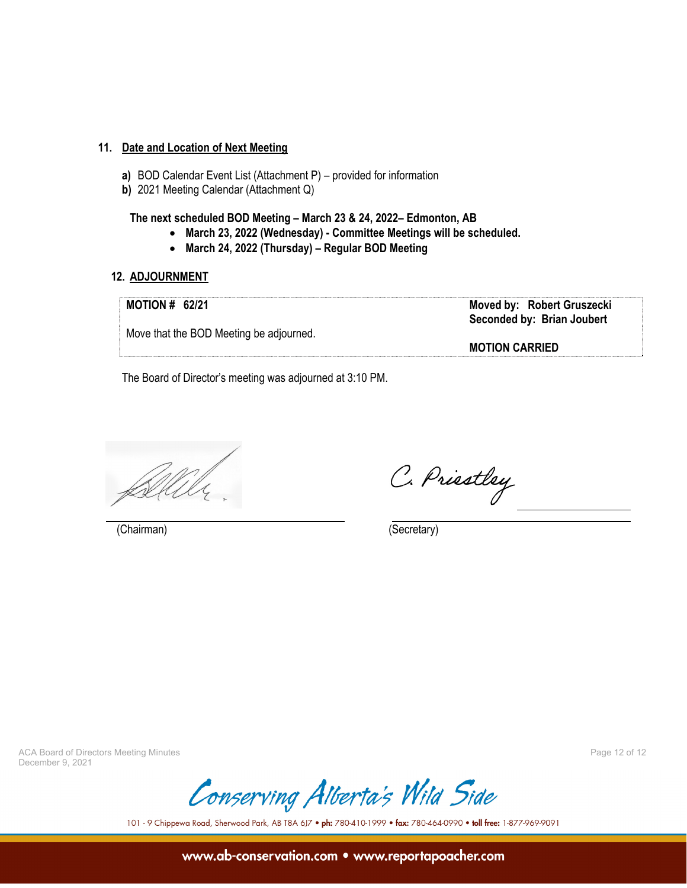## 11. Date and Location of Next Meeting

**a)** BOD Calendar Event List (Attachment P) – provided for information
**b)** 2021 Meeting Calendar (Attachment Q)

**The next scheduled BOD Meeting – March 23 & 24, 2022– Edmonton, AB**

- **March 23, 2022 (Wednesday) - Committee Meetings will be scheduled.**
- **March 24, 2022 (Thursday) – Regular BOD Meeting**

## 12. ADJOURNMENT

| | |
|---|---|
| **MOTION # 62/21** | **Moved by: Robert Gruszecki**<br>**Seconded by: Brian Joubert** |
| Move that the BOD Meeting be adjourned. | **MOTION CARRIED** |

The Board of Director's meeting was adjourned at 3:10 PM.

(Chairman)

C. Priestley
(Secretary)

Conserving Alberta's Wild Side

101 - 9 Chippewa Road, Sherwood Park, AB T8A 6J7 • **ph:** 780-410-1999 • **fax:** 780-464-0990 • **toll free:** 1-877-969-9091

**www.ab-conservation.com • www.reportapoacher.com**